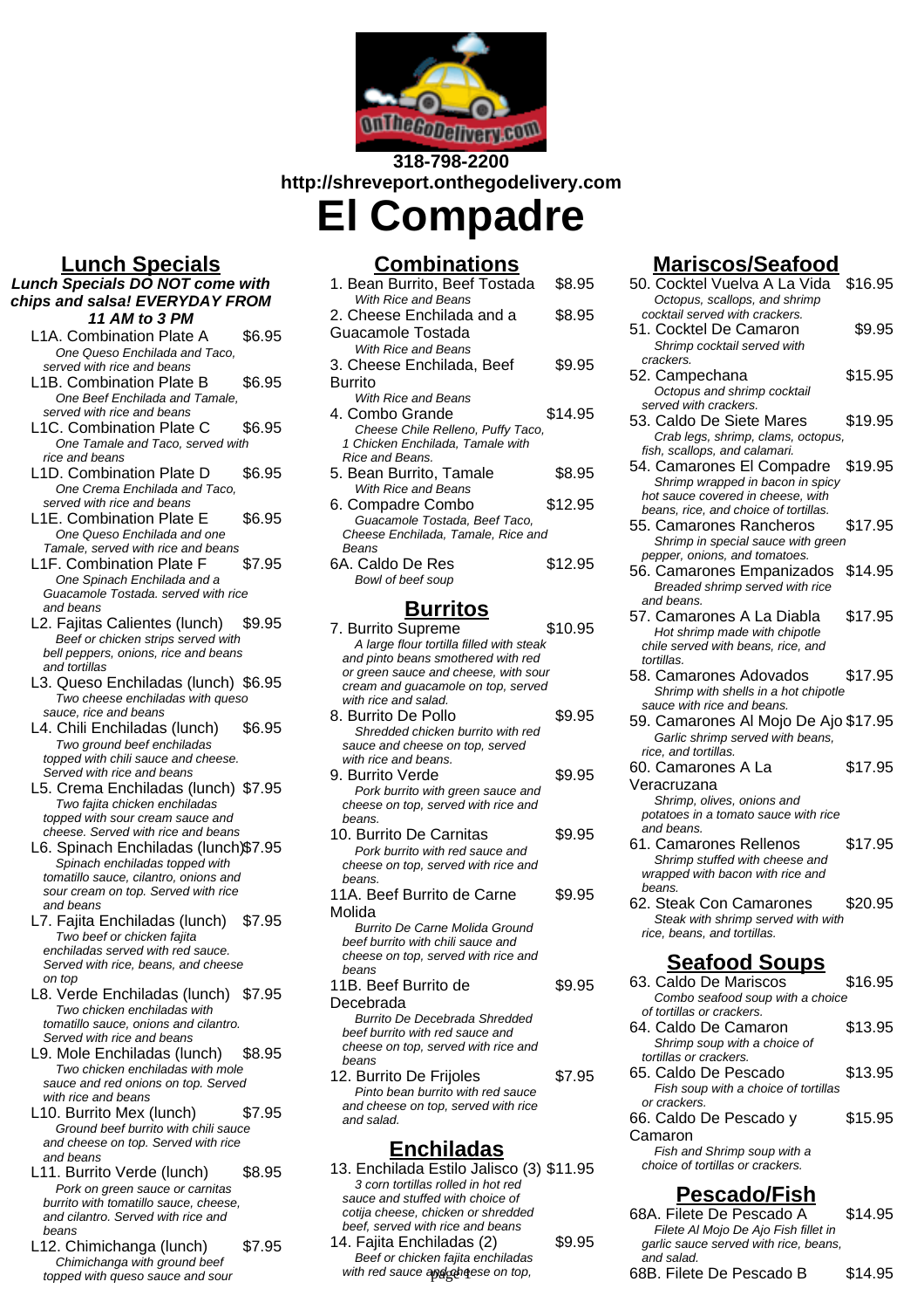318-798-2200
http://shreveport.onthegodelivery.com

# El Compadre

## Lunch Specials

**Lunch Specials DO NOT come with chips and salsa! EVERYDAY FROM 11 AM to 3 PM**

L1A. Combination Plate A — $6.95
*One Queso Enchilada and Taco, served with rice and beans*

L1B. Combination Plate B — $6.95
*One Beef Enchilada and Tamale, served with rice and beans*

L1C. Combination Plate C — $6.95
*One Tamale and Taco, served with rice and beans*

L1D. Combination Plate D — $6.95
*One Crema Enchilada and Taco, served with rice and beans*

L1E. Combination Plate E — $6.95
*One Queso Enchilada and one Tamale, served with rice and beans*

L1F. Combination Plate F — $7.95
*One Spinach Enchilada and a Guacamole Tostada. served with rice and beans*

L2. Fajitas Calientes (lunch) — $9.95
*Beef or chicken strips served with bell peppers, onions, rice and beans and tortillas*

L3. Queso Enchiladas (lunch) — $6.95
*Two cheese enchiladas with queso sauce, rice and beans*

L4. Chili Enchiladas (lunch) — $6.95
*Two ground beef enchiladas topped with chili sauce and cheese. Served with rice and beans*

L5. Crema Enchiladas (lunch) — $7.95
*Two fajita chicken enchiladas topped with sour cream sauce and cheese. Served with rice and beans*

L6. Spinach Enchiladas (lunch) — $7.95
*Spinach enchiladas topped with tomatillo sauce, cilantro, onions and sour cream on top. Served with rice and beans*

L7. Fajita Enchiladas (lunch) — $7.95
*Two beef or chicken fajita enchiladas served with red sauce. Served with rice, beans, and cheese on top*

L8. Verde Enchiladas (lunch) — $7.95
*Two chicken enchiladas with tomatillo sauce, onions and cilantro. Served with rice and beans*

L9. Mole Enchiladas (lunch) — $8.95
*Two chicken enchiladas with mole sauce and red onions on top. Served with rice and beans*

L10. Burrito Mex (lunch) — $7.95
*Ground beef burrito with chili sauce and cheese on top. Served with rice and beans*

L11. Burrito Verde (lunch) — $8.95
*Pork on green sauce or carnitas burrito with tomatillo sauce, cheese, and cilantro. Served with rice and beans*

L12. Chimichanga (lunch) — $7.95
*Chimichanga with ground beef topped with queso sauce and sour*

## Combinations

1. Bean Burrito, Beef Tostada — $8.95
*With Rice and Beans*

2. Cheese Enchilada and a Guacamole Tostada — $8.95
*With Rice and Beans*

3. Cheese Enchilada, Beef Burrito — $9.95
*With Rice and Beans*

4. Combo Grande — $14.95
*Cheese Chile Relleno, Puffy Taco, 1 Chicken Enchilada, Tamale with Rice and Beans.*

5. Bean Burrito, Tamale — $8.95
*With Rice and Beans*

6. Compadre Combo — $12.95
*Guacamole Tostada, Beef Taco, Cheese Enchilada, Tamale, Rice and Beans*

6A. Caldo De Res — $12.95
*Bowl of beef soup*

## Burritos

7. Burrito Supreme — $10.95
*A large flour tortilla filled with steak and pinto beans smothered with red or green sauce and cheese, with sour cream and guacamole on top, served with rice and salad.*

8. Burrito De Pollo — $9.95
*Shredded chicken burrito with red sauce and cheese on top, served with rice and beans.*

9. Burrito Verde — $9.95
*Pork burrito with green sauce and cheese on top, served with rice and beans.*

10. Burrito De Carnitas — $9.95
*Pork burrito with red sauce and cheese on top, served with rice and beans.*

11A. Beef Burrito de Carne Molida — $9.95
*Burrito De Carne Molida Ground beef burrito with chili sauce and cheese on top, served with rice and beans*

11B. Beef Burrito de Decebrada — $9.95
*Burrito De Decebrada Shredded beef burrito with red sauce and cheese on top, served with rice and beans*

12. Burrito De Frijoles — $7.95
*Pinto bean burrito with red sauce and cheese on top, served with rice and salad.*

## Enchiladas

13. Enchilada Estilo Jalisco (3) — $11.95
*3 corn tortillas rolled in hot red sauce and stuffed with choice of cotija cheese, chicken or shredded beef, served with rice and beans*

14. Fajita Enchiladas (2) — $9.95
*Beef or chicken fajita enchiladas with red sauce and cheese on top,*

## Mariscos/Seafood

50. Cocktel Vuelva A La Vida — $16.95
*Octopus, scallops, and shrimp cocktail served with crackers.*

51. Cocktel De Camaron — $9.95
*Shrimp cocktail served with crackers.*

52. Campechana — $15.95
*Octopus and shrimp cocktail served with crackers.*

53. Caldo De Siete Mares — $19.95
*Crab legs, shrimp, clams, octopus, fish, scallops, and calamari.*

54. Camarones El Compadre — $19.95
*Shrimp wrapped in bacon in spicy hot sauce covered in cheese, with beans, rice, and choice of tortillas.*

55. Camarones Rancheros — $17.95
*Shrimp in special sauce with green pepper, onions, and tomatoes.*

56. Camarones Empanizados — $14.95
*Breaded shrimp served with rice and beans.*

57. Camarones A La Diabla — $17.95
*Hot shrimp made with chipotle chile served with beans, rice, and tortillas.*

58. Camarones Adovados — $17.95
*Shrimp with shells in a hot chipotle sauce with rice and beans.*

59. Camarones Al Mojo De Ajo — $17.95
*Garlic shrimp served with beans, rice, and tortillas.*

60. Camarones A La Veracruzana — $17.95
*Shrimp, olives, onions and potatoes in a tomato sauce with rice and beans.*

61. Camarones Rellenos — $17.95
*Shrimp stuffed with cheese and wrapped with bacon with rice and beans.*

62. Steak Con Camarones — $20.95
*Steak with shrimp served with with rice, beans, and tortillas.*

## Seafood Soups

63. Caldo De Mariscos — $16.95
*Combo seafood soup with a choice of tortillas or crackers.*

64. Caldo De Camaron — $13.95
*Shrimp soup with a choice of tortillas or crackers.*

65. Caldo De Pescado — $13.95
*Fish soup with a choice of tortillas or crackers.*

66. Caldo De Pescado y Camaron — $15.95
*Fish and Shrimp soup with a choice of tortillas or crackers.*

## Pescado/Fish

68A. Filete De Pescado A — $14.95
*Filete Al Mojo De Ajo Fish fillet in garlic sauce served with rice, beans, and salad.*

68B. Filete De Pescado B — $14.95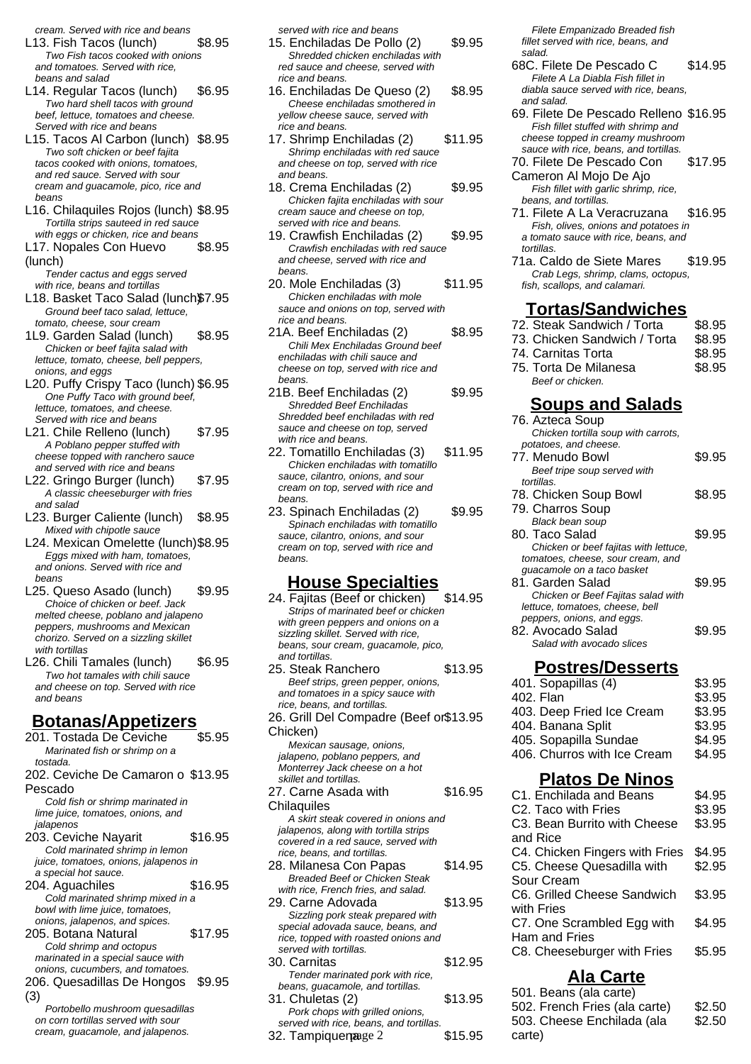cream. Served with rice and beans

L13. Fish Tacos (lunch) $8.95
Two Fish tacos cooked with onions and tomatoes. Served with rice, beans and salad

L14. Regular Tacos (lunch) $6.95
Two hard shell tacos with ground beef, lettuce, tomatoes and cheese. Served with rice and beans

L15. Tacos Al Carbon (lunch) $8.95
Two soft chicken or beef fajita tacos cooked with onions, tomatoes, and red sauce. Served with sour cream and guacamole, pico, rice and beans

L16. Chilaquiles Rojos (lunch) $8.95
Tortilla strips sauteed in red sauce with eggs or chicken, rice and beans

L17. Nopales Con Huevo (lunch) $8.95
Tender cactus and eggs served with rice, beans and tortillas

L18. Basket Taco Salad (lunch) $7.95
Ground beef taco salad, lettuce, tomato, cheese, sour cream

1L9. Garden Salad (lunch) $8.95
Chicken or beef fajita salad with lettuce, tomato, cheese, bell peppers, onions, and eggs

L20. Puffy Crispy Taco (lunch) $6.95
One Puffy Taco with ground beef, lettuce, tomatoes, and cheese. Served with rice and beans

L21. Chile Relleno (lunch) $7.95
A Poblano pepper stuffed with cheese topped with ranchero sauce and served with rice and beans

L22. Gringo Burger (lunch) $7.95
A classic cheeseburger with fries and salad

L23. Burger Caliente (lunch) $8.95
Mixed with chipotle sauce

L24. Mexican Omelette (lunch) $8.95
Eggs mixed with ham, tomatoes, and onions. Served with rice and beans

L25. Queso Asado (lunch) $9.95
Choice of chicken or beef. Jack melted cheese, poblano and jalapeno peppers, mushrooms and Mexican chorizo. Served on a sizzling skillet with tortillas

L26. Chili Tamales (lunch) $6.95
Two hot tamales with chili sauce and cheese on top. Served with rice and beans

## Botanas/Appetizers

201. Tostada De Ceviche $5.95
Marinated fish or shrimp on a tostada.

202. Ceviche De Camaron o Pescado $13.95
Cold fish or shrimp marinated in lime juice, tomatoes, onions, and jalapenos

203. Ceviche Nayarit $16.95
Cold marinated shrimp in lemon juice, tomatoes, onions, jalapenos in a special hot sauce.

204. Aguachiles $16.95
Cold marinated shrimp mixed in a bowl with lime juice, tomatoes, onions, jalapenos, and spices.

205. Botana Natural $17.95
Cold shrimp and octopus marinated in a special sauce with onions, cucumbers, and tomatoes.

206. Quesadillas De Hongos (3) $9.95
Portobello mushroom quesadillas on corn tortillas served with sour cream, guacamole, and jalapenos.

served with rice and beans

15. Enchiladas De Pollo (2) $9.95
Shredded chicken enchiladas with red sauce and cheese, served with rice and beans.

16. Enchiladas De Queso (2) $8.95
Cheese enchiladas smothered in yellow cheese sauce, served with rice and beans.

17. Shrimp Enchiladas (2) $11.95
Shrimp enchiladas with red sauce and cheese on top, served with rice and beans.

18. Crema Enchiladas (2) $9.95
Chicken fajita enchiladas with sour cream sauce and cheese on top, served with rice and beans.

19. Crawfish Enchiladas (2) $9.95
Crawfish enchiladas with red sauce and cheese, served with rice and beans.

20. Mole Enchiladas (3) $11.95
Chicken enchiladas with mole sauce and onions on top, served with rice and beans.

21A. Beef Enchiladas (2) $8.95
Chili Mex Enchiladas Ground beef enchiladas with chili sauce and cheese on top, served with rice and beans.

21B. Beef Enchiladas (2) $9.95
Shredded Beef Enchiladas Shredded beef enchiladas with red sauce and cheese on top, served with rice and beans.

22. Tomatillo Enchiladas (3) $11.95
Chicken enchiladas with tomatillo sauce, cilantro, onions, and sour cream on top, served with rice and beans.

23. Spinach Enchiladas (2) $9.95
Spinach enchiladas with tomatillo sauce, cilantro, onions, and sour cream on top, served with rice and beans.

## House Specialties

24. Fajitas (Beef or chicken) $14.95
Strips of marinated beef or chicken with green peppers and onions on a sizzling skillet. Served with rice, beans, sour cream, guacamole, pico, and tortillas.

25. Steak Ranchero $13.95
Beef strips, green pepper, onions, and tomatoes in a spicy sauce with rice, beans, and tortillas.

26. Grill Del Compadre (Beef or Chicken) $13.95
Mexican sausage, onions, jalapeno, poblano peppers, and Monterrey Jack cheese on a hot skillet and tortillas.

27. Carne Asada with Chilaquiles $16.95
A skirt steak covered in onions and jalapenos, along with tortilla strips covered in a red sauce, served with rice, beans, and tortillas.

28. Milanesa Con Papas $14.95
Breaded Beef or Chicken Steak with rice, French fries, and salad.

29. Carne Adovada $13.95
Sizzling pork steak prepared with special adovada sauce, beans, and rice, topped with roasted onions and served with tortillas.

30. Carnitas $12.95
Tender marinated pork with rice, beans, guacamole, and tortillas.

31. Chuletas (2) $13.95
Pork chops with grilled onions, served with rice, beans, and tortillas.

32. Tampiquena $15.95

Filete Empanizado Breaded fish fillet served with rice, beans, and salad.

68C. Filete De Pescado C $14.95
Filete A La Diabla Fish fillet in diabla sauce served with rice, beans, and salad.

69. Filete De Pescado Relleno $16.95
Fish fillet stuffed with shrimp and cheese topped in creamy mushroom sauce with rice, beans, and tortillas.

70. Filete De Pescado Con Cameron Al Mojo De Ajo $17.95
Fish fillet with garlic shrimp, rice, beans, and tortillas.

71. Filete A La Veracruzana $16.95
Fish, olives, onions and potatoes in a tomato sauce with rice, beans, and tortillas.

71a. Caldo de Siete Mares $19.95
Crab Legs, shrimp, clams, octopus, fish, scallops, and calamari.

## Tortas/Sandwiches

| | |
|---|---|
| 72. Steak Sandwich / Torta | $8.95 |
| 73. Chicken Sandwich / Torta | $8.95 |
| 74. Carnitas Torta | $8.95 |
| 75. Torta De Milanesa<br>*Beef or chicken.* | $8.95 |

## Soups and Salads

76. Azteca Soup
Chicken tortilla soup with carrots, potatoes, and cheese.

77. Menudo Bowl $9.95
Beef tripe soup served with tortillas.

78. Chicken Soup Bowl $8.95

79. Charros Soup
Black bean soup

80. Taco Salad $9.95
Chicken or beef fajitas with lettuce, tomatoes, cheese, sour cream, and guacamole on a taco basket

81. Garden Salad $9.95
Chicken or Beef Fajitas salad with lettuce, tomatoes, cheese, bell peppers, onions, and eggs.

82. Avocado Salad $9.95
Salad with avocado slices

## Postres/Desserts

| | |
|---|---|
| 401. Sopapillas (4) | $3.95 |
| 402. Flan | $3.95 |
| 403. Deep Fried Ice Cream | $3.95 |
| 404. Banana Split | $3.95 |
| 405. Sopapilla Sundae | $4.95 |
| 406. Churros with Ice Cream | $4.95 |

## Platos De Ninos

| | |
|---|---|
| C1. Enchilada and Beans | $4.95 |
| C2. Taco with Fries | $3.95 |
| C3. Bean Burrito with Cheese and Rice | $3.95 |
| C4. Chicken Fingers with Fries | $4.95 |
| C5. Cheese Quesadilla with Sour Cream | $2.95 |
| C6. Grilled Cheese Sandwich with Fries | $3.95 |
| C7. One Scrambled Egg with Ham and Fries | $4.95 |
| C8. Cheeseburger with Fries | $5.95 |

## Ala Carte

| | |
|---|---|
| 501. Beans (ala carte) | |
| 502. French Fries (ala carte) | $2.50 |
| 503. Cheese Enchilada (ala carte) | $2.50 |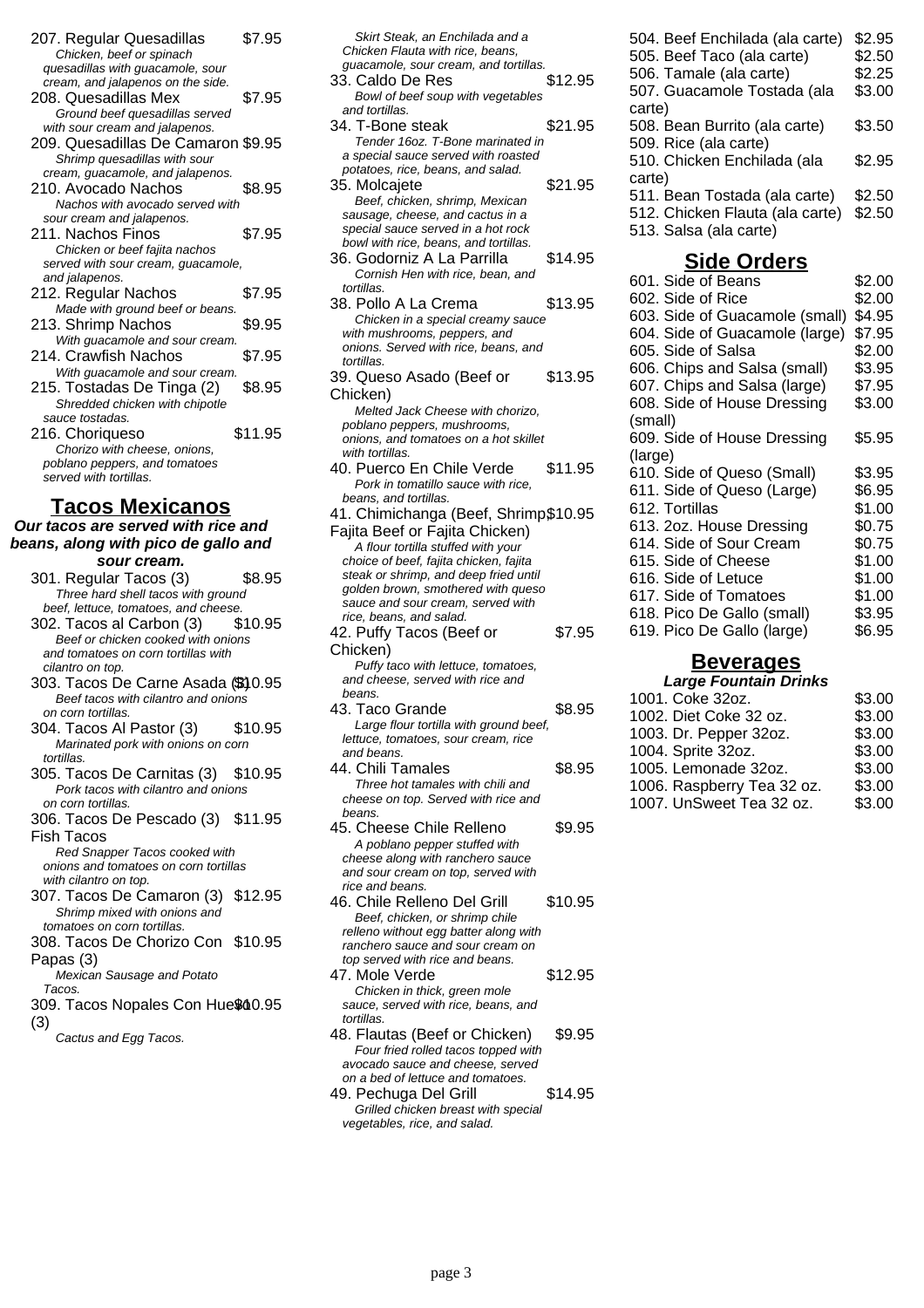207. Regular Quesadillas $7.95
*Chicken, beef or spinach quesadillas with guacamole, sour cream, and jalapenos on the side.*

208. Quesadillas Mex $7.95
*Ground beef quesadillas served with sour cream and jalapenos.*

209. Quesadillas De Camaron $9.95
*Shrimp quesadillas with sour cream, guacamole, and jalapenos.*

210. Avocado Nachos $8.95
*Nachos with avocado served with sour cream and jalapenos.*

211. Nachos Finos $7.95
*Chicken or beef fajita nachos served with sour cream, guacamole, and jalapenos.*

212. Regular Nachos $7.95
*Made with ground beef or beans.*

213. Shrimp Nachos $9.95
*With guacamole and sour cream.*

214. Crawfish Nachos $7.95
*With guacamole and sour cream.*

215. Tostadas De Tinga (2) $8.95
*Shredded chicken with chipotle sauce tostadas.*

216. Choriqueso $11.95
*Chorizo with cheese, onions, poblano peppers, and tomatoes served with tortillas.*

## Tacos Mexicanos

***Our tacos are served with rice and beans, along with pico de gallo and sour cream.***

301. Regular Tacos (3) $8.95
*Three hard shell tacos with ground beef, lettuce, tomatoes, and cheese.*

302. Tacos al Carbon (3) $10.95
*Beef or chicken cooked with onions and tomatoes on corn tortillas with cilantro on top.*

303. Tacos De Carne Asada (3) $10.95
*Beef tacos with cilantro and onions on corn tortillas.*

304. Tacos Al Pastor (3) $10.95
*Marinated pork with onions on corn tortillas.*

305. Tacos De Carnitas (3) $10.95
*Pork tacos with cilantro and onions on corn tortillas.*

306. Tacos De Pescado (3) Fish Tacos $11.95
*Red Snapper Tacos cooked with onions and tomatoes on corn tortillas with cilantro on top.*

307. Tacos De Camaron (3) $12.95
*Shrimp mixed with onions and tomatoes on corn tortillas.*

308. Tacos De Chorizo Con Papas (3) $10.95
*Mexican Sausage and Potato Tacos.*

309. Tacos Nopales Con Huevo (3) $10.95
*Cactus and Egg Tacos.*

*Skirt Steak, an Enchilada and a Chicken Flauta with rice, beans, guacamole, sour cream, and tortillas.*

33. Caldo De Res $12.95
*Bowl of beef soup with vegetables and tortillas.*

34. T-Bone steak $21.95
*Tender 16oz. T-Bone marinated in a special sauce served with roasted potatoes, rice, beans, and salad.*

35. Molcajete $21.95
*Beef, chicken, shrimp, Mexican sausage, cheese, and cactus in a special sauce served in a hot rock bowl with rice, beans, and tortillas.*

36. Godorniz A La Parrilla $14.95
*Cornish Hen with rice, bean, and tortillas.*

38. Pollo A La Crema $13.95
*Chicken in a special creamy sauce with mushrooms, peppers, and onions. Served with rice, beans, and tortillas.*

39. Queso Asado (Beef or Chicken) $13.95
*Melted Jack Cheese with chorizo, poblano peppers, mushrooms, onions, and tomatoes on a hot skillet with tortillas.*

40. Puerco En Chile Verde $11.95
*Pork in tomatillo sauce with rice, beans, and tortillas.*

41. Chimichanga (Beef, Shrimp, Fajita Beef or Fajita Chicken) $10.95
*A flour tortilla stuffed with your choice of beef, fajita chicken, fajita steak or shrimp, and deep fried until golden brown, smothered with queso sauce and sour cream, served with rice, beans, and salad.*

42. Puffy Tacos (Beef or Chicken) $7.95
*Puffy taco with lettuce, tomatoes, and cheese, served with rice and beans.*

43. Taco Grande $8.95
*Large flour tortilla with ground beef, lettuce, tomatoes, sour cream, rice and beans.*

44. Chili Tamales $8.95
*Three hot tamales with chili and cheese on top. Served with rice and beans.*

45. Cheese Chile Relleno $9.95
*A poblano pepper stuffed with cheese along with ranchero sauce and sour cream on top, served with rice and beans.*

46. Chile Relleno Del Grill $10.95
*Beef, chicken, or shrimp chile relleno without egg batter along with ranchero sauce and sour cream on top served with rice and beans.*

47. Mole Verde $12.95
*Chicken in thick, green mole sauce, served with rice, beans, and tortillas.*

48. Flautas (Beef or Chicken) $9.95
*Four fried rolled tacos topped with avocado sauce and cheese, served on a bed of lettuce and tomatoes.*

49. Pechuga Del Grill $14.95
*Grilled chicken breast with special vegetables, rice, and salad.*

| | |
|---|---|
| 504. Beef Enchilada (ala carte) | $2.95 |
| 505. Beef Taco (ala carte) | $2.50 |
| 506. Tamale (ala carte) | $2.25 |
| 507. Guacamole Tostada (ala carte) | $3.00 |
| 508. Bean Burrito (ala carte) | $3.50 |
| 509. Rice (ala carte) | |
| 510. Chicken Enchilada (ala carte) | $2.95 |
| 511. Bean Tostada (ala carte) | $2.50 |
| 512. Chicken Flauta (ala carte) | $2.50 |
| 513. Salsa (ala carte) | |

## Side Orders

| | |
|---|---|
| 601. Side of Beans | $2.00 |
| 602. Side of Rice | $2.00 |
| 603. Side of Guacamole (small) | $4.95 |
| 604. Side of Guacamole (large) | $7.95 |
| 605. Side of Salsa | $2.00 |
| 606. Chips and Salsa (small) | $3.95 |
| 607. Chips and Salsa (large) | $7.95 |
| 608. Side of House Dressing (small) | $3.00 |
| 609. Side of House Dressing (large) | $5.95 |
| 610. Side of Queso (Small) | $3.95 |
| 611. Side of Queso (Large) | $6.95 |
| 612. Tortillas | $1.00 |
| 613. 2oz. House Dressing | $0.75 |
| 614. Side of Sour Cream | $0.75 |
| 615. Side of Cheese | $1.00 |
| 616. Side of Letuce | $1.00 |
| 617. Side of Tomatoes | $1.00 |
| 618. Pico De Gallo (small) | $3.95 |
| 619. Pico De Gallo (large) | $6.95 |

## Beverages

***Large Fountain Drinks***

| | |
|---|---|
| 1001. Coke 32oz. | $3.00 |
| 1002. Diet Coke 32 oz. | $3.00 |
| 1003. Dr. Pepper 32oz. | $3.00 |
| 1004. Sprite 32oz. | $3.00 |
| 1005. Lemonade 32oz. | $3.00 |
| 1006. Raspberry Tea 32 oz. | $3.00 |
| 1007. UnSweet Tea 32 oz. | $3.00 |